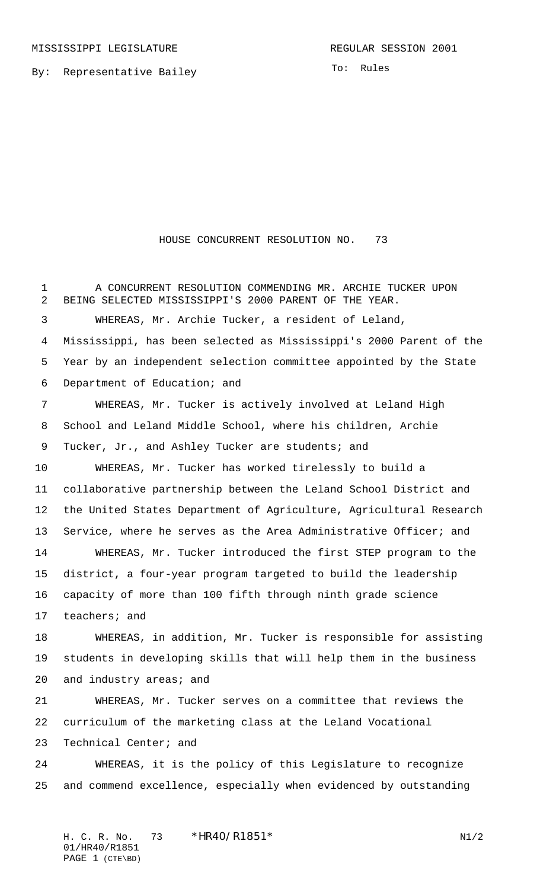MISSISSIPPI LEGISLATURE REGULAR SESSION 2001

By: Representative Bailey

To: Rules

# HOUSE CONCURRENT RESOLUTION NO. 73

A CONCURRENT RESOLUTION COMMENDING MR. ARCHIE TUCKER UPON BEING SELECTED MISSISSIPPI'S 2000 PARENT OF THE YEAR.

WHEREAS, Mr. Archie Tucker, a resident of Leland, Mississippi, has been selected as Mississippi's 2000 Parent of the Year by an independent selection committee appointed by the State Department of Education; and

WHEREAS, Mr. Tucker is actively involved at Leland High School and Leland Middle School, where his children, Archie Tucker, Jr., and Ashley Tucker are students; and

WHEREAS, Mr. Tucker has worked tirelessly to build a collaborative partnership between the Leland School District and the United States Department of Agriculture, Agricultural Research Service, where he serves as the Area Administrative Officer; and

WHEREAS, Mr. Tucker introduced the first STEP program to the district, a four-year program targeted to build the leadership capacity of more than 100 fifth through ninth grade science teachers; and

WHEREAS, in addition, Mr. Tucker is responsible for assisting students in developing skills that will help them in the business and industry areas; and

WHEREAS, Mr. Tucker serves on a committee that reviews the curriculum of the marketing class at the Leland Vocational Technical Center; and

WHEREAS, it is the policy of this Legislature to recognize and commend excellence, especially when evidenced by outstanding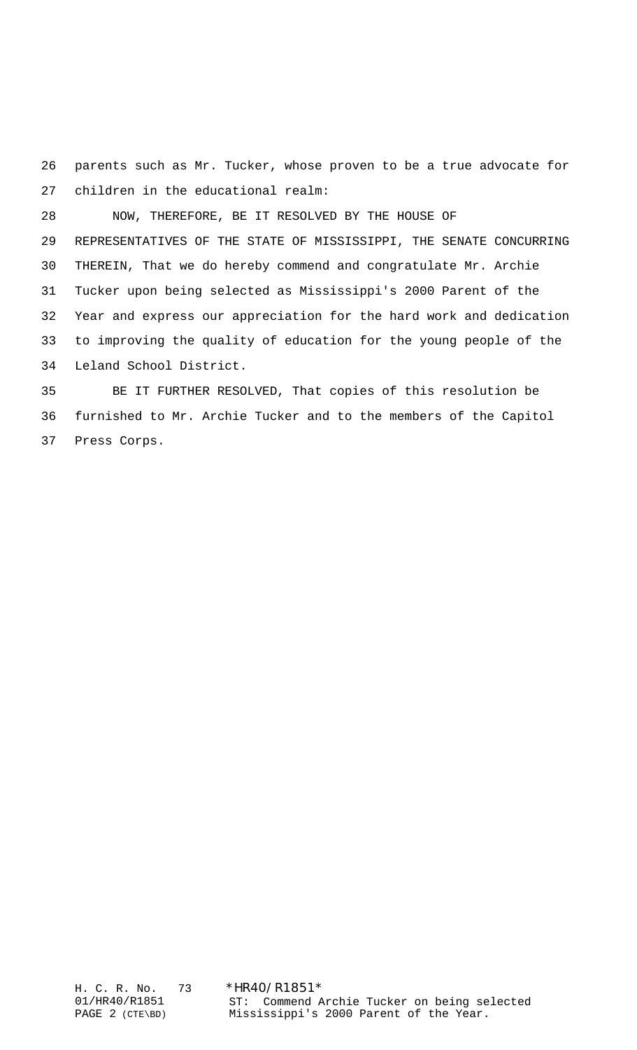parents such as Mr. Tucker, whose proven to be a true advocate for children in the educational realm:

NOW, THEREFORE, BE IT RESOLVED BY THE HOUSE OF REPRESENTATIVES OF THE STATE OF MISSISSIPPI, THE SENATE CONCURRING THEREIN, That we do hereby commend and congratulate Mr. Archie Tucker upon being selected as Mississippi's 2000 Parent of the Year and express our appreciation for the hard work and dedication to improving the quality of education for the young people of the Leland School District.

BE IT FURTHER RESOLVED, That copies of this resolution be furnished to Mr. Archie Tucker and to the members of the Capitol Press Corps.

H. C. R. No. 73 *HR40/R1851*
01/HR40/R1851
ST: Commend Archie Tucker on being selected Mississippi's 2000 Parent of the Year.